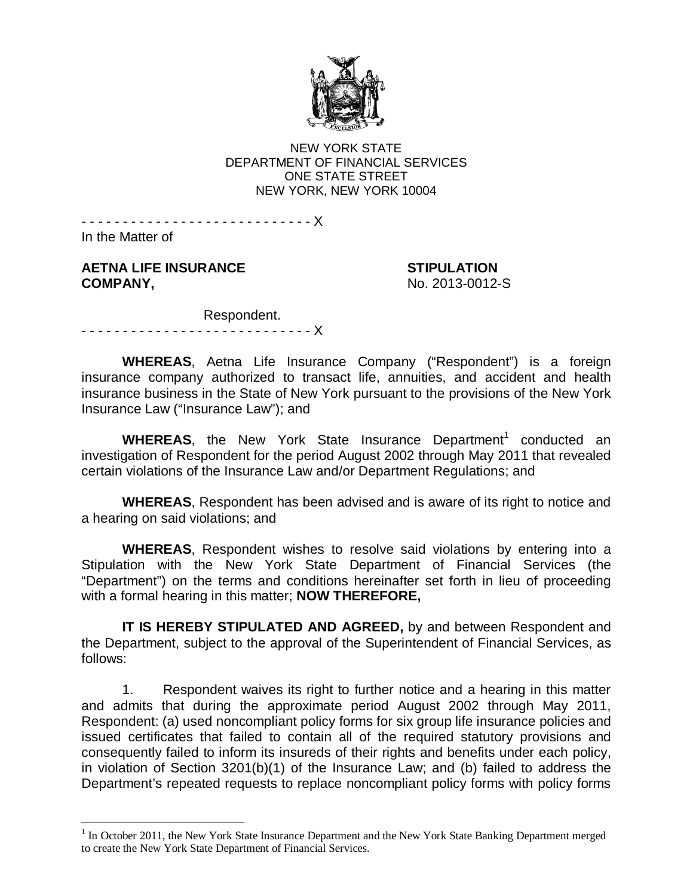NEW YORK STATE
DEPARTMENT OF FINANCIAL SERVICES
ONE STATE STREET
NEW YORK, NEW YORK 10004

- - - - - - - - - - - - - - - - - - - - - - - - - - - - X

In the Matter of

**AETNA LIFE INSURANCE COMPANY,**

Respondent.

**STIPULATION**
No. 2013-0012-S

- - - - - - - - - - - - - - - - - - - - - - - - - - - - X

**WHEREAS**, Aetna Life Insurance Company ("Respondent") is a foreign insurance company authorized to transact life, annuities, and accident and health insurance business in the State of New York pursuant to the provisions of the New York Insurance Law ("Insurance Law"); and

**WHEREAS**, the New York State Insurance Department[1] conducted an investigation of Respondent for the period August 2002 through May 2011 that revealed certain violations of the Insurance Law and/or Department Regulations; and

**WHEREAS**, Respondent has been advised and is aware of its right to notice and a hearing on said violations; and

**WHEREAS**, Respondent wishes to resolve said violations by entering into a Stipulation with the New York State Department of Financial Services (the "Department") on the terms and conditions hereinafter set forth in lieu of proceeding with a formal hearing in this matter; **NOW THEREFORE,**

**IT IS HEREBY STIPULATED AND AGREED,** by and between Respondent and the Department, subject to the approval of the Superintendent of Financial Services, as follows:

1. Respondent waives its right to further notice and a hearing in this matter and admits that during the approximate period August 2002 through May 2011, Respondent: (a) used noncompliant policy forms for six group life insurance policies and issued certificates that failed to contain all of the required statutory provisions and consequently failed to inform its insureds of their rights and benefits under each policy, in violation of Section 3201(b)(1) of the Insurance Law; and (b) failed to address the Department's repeated requests to replace noncompliant policy forms with policy forms

[1] In October 2011, the New York State Insurance Department and the New York State Banking Department merged to create the New York State Department of Financial Services.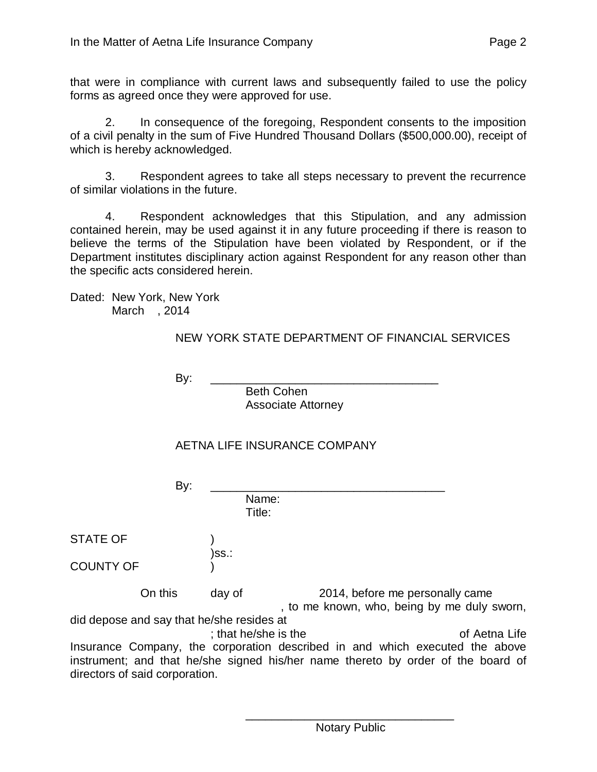that were in compliance with current laws and subsequently failed to use the policy forms as agreed once they were approved for use.

2. In consequence of the foregoing, Respondent consents to the imposition of a civil penalty in the sum of Five Hundred Thousand Dollars ($500,000.00), receipt of which is hereby acknowledged.

3. Respondent agrees to take all steps necessary to prevent the recurrence of similar violations in the future.

4. Respondent acknowledges that this Stipulation, and any admission contained herein, may be used against it in any future proceeding if there is reason to believe the terms of the Stipulation have been violated by Respondent, or if the Department institutes disciplinary action against Respondent for any reason other than the specific acts considered herein.

Dated: New York, New York
March , 2014

NEW YORK STATE DEPARTMENT OF FINANCIAL SERVICES

By: ___________________________________
Beth Cohen
Associate Attorney

AETNA LIFE INSURANCE COMPANY

By: ___________________________________
Name:
Title:

STATE OF )
)ss.:
COUNTY OF )

On this day of 2014, before me personally came , to me known, who, being by me duly sworn, did depose and say that he/she resides at ; that he/she is the of Aetna Life Insurance Company, the corporation described in and which executed the above instrument; and that he/she signed his/her name thereto by order of the board of directors of said corporation.

_______________________________
Notary Public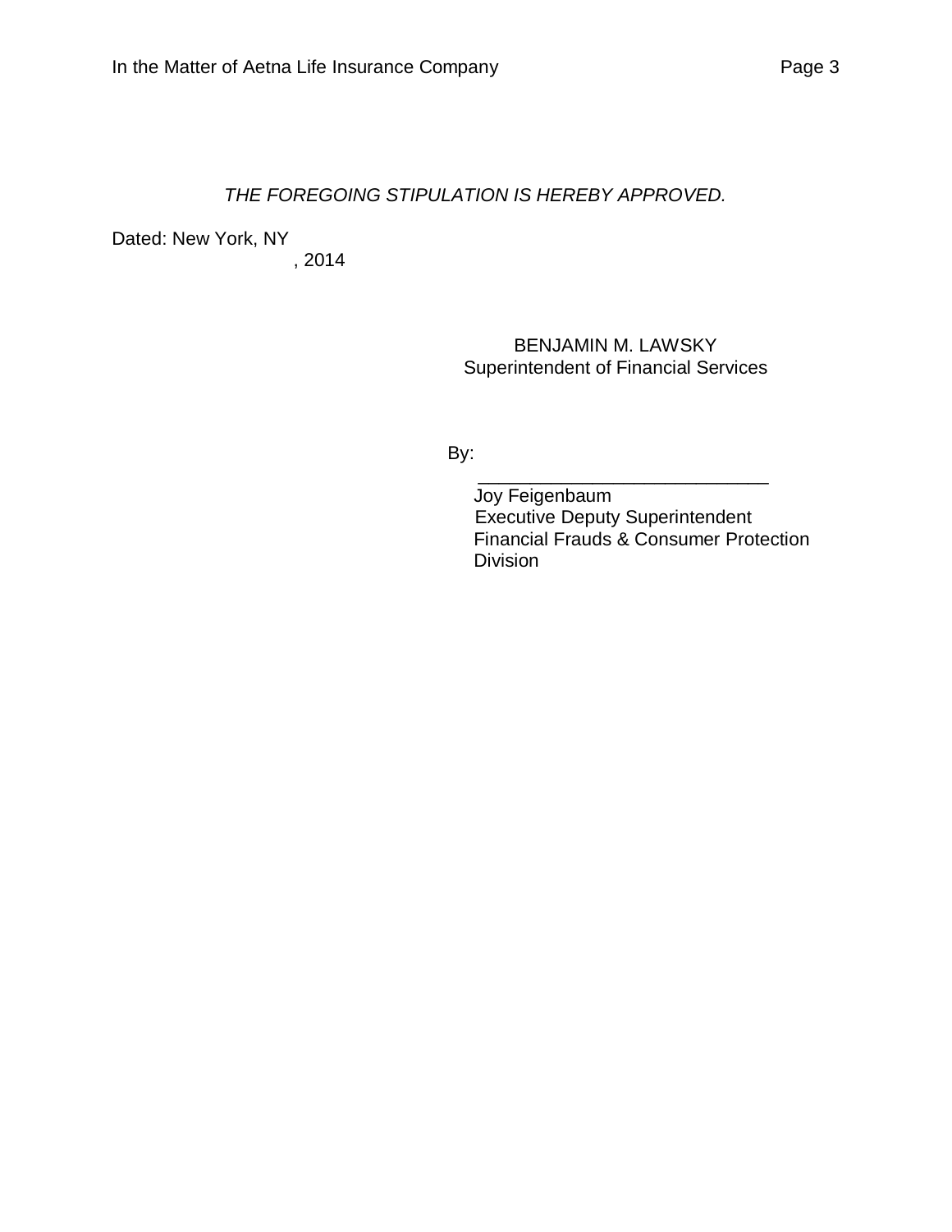*THE FOREGOING STIPULATION IS HEREBY APPROVED.*

Dated: New York, NY
, 2014

BENJAMIN M. LAWSKY
Superintendent of Financial Services

By:

\_\_\_\_\_\_\_\_\_\_\_\_\_\_\_\_\_\_\_\_\_\_\_\_\_\_\_\_\_\_
Joy Feigenbaum
Executive Deputy Superintendent
Financial Frauds & Consumer Protection Division